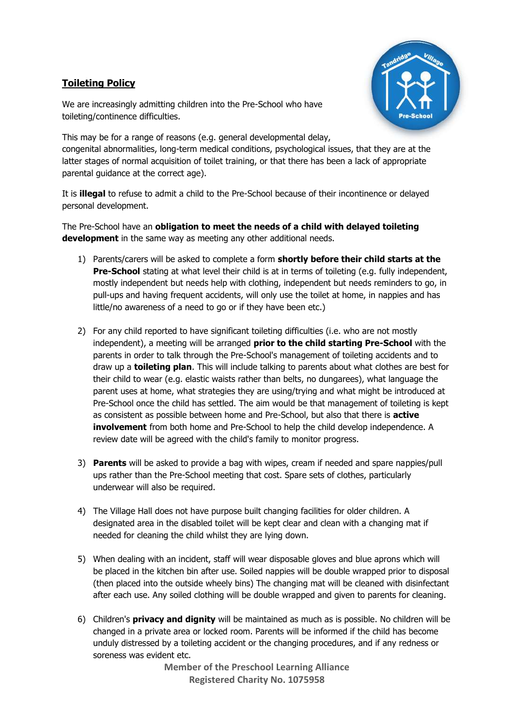# **Toileting Policy**

We are increasingly admitting children into the Pre-School who have toileting/continence difficulties.

This may be for a range of reasons (e.g. general developmental delay, congenital abnormalities, long-term medical conditions, psychological issues, that they are at the latter stages of normal acquisition of toilet training, or that there has been a lack of appropriate parental guidance at the correct age).

It is **illegal** to refuse to admit a child to the Pre-School because of their incontinence or delayed personal development.

The Pre-School have an **obligation to meet the needs of a child with delayed toileting development** in the same way as meeting any other additional needs.

1) Parents/carers will be asked to complete a form **shortly before their child starts at the Pre-School** stating at what level their child is at in terms of toileting (e.g. fully independent, mostly independent but needs help with clothing, independent but needs reminders to go, in pull-ups and having frequent accidents, will only use the toilet at home, in nappies and has little/no awareness of a need to go or if they have been etc.)

2) For any child reported to have significant toileting difficulties (i.e. who are not mostly independent), a meeting will be arranged **prior to the child starting Pre-School** with the parents in order to talk through the Pre-School's management of toileting accidents and to draw up a **toileting plan**. This will include talking to parents about what clothes are best for their child to wear (e.g. elastic waists rather than belts, no dungarees), what language the parent uses at home, what strategies they are using/trying and what might be introduced at Pre-School once the child has settled. The aim would be that management of toileting is kept as consistent as possible between home and Pre-School, but also that there is **active involvement** from both home and Pre-School to help the child develop independence. A review date will be agreed with the child's family to monitor progress.

3) **Parents** will be asked to provide a bag with wipes, cream if needed and spare nappies/pull ups rather than the Pre-School meeting that cost. Spare sets of clothes, particularly underwear will also be required.

4) The Village Hall does not have purpose built changing facilities for older children. A designated area in the disabled toilet will be kept clear and clean with a changing mat if needed for cleaning the child whilst they are lying down.

5) When dealing with an incident, staff will wear disposable gloves and blue aprons which will be placed in the kitchen bin after use. Soiled nappies will be double wrapped prior to disposal (then placed into the outside wheely bins) The changing mat will be cleaned with disinfectant after each use. Any soiled clothing will be double wrapped and given to parents for cleaning.

6) Children's **privacy and dignity** will be maintained as much as is possible. No children will be changed in a private area or locked room. Parents will be informed if the child has become unduly distressed by a toileting accident or the changing procedures, and if any redness or soreness was evident etc.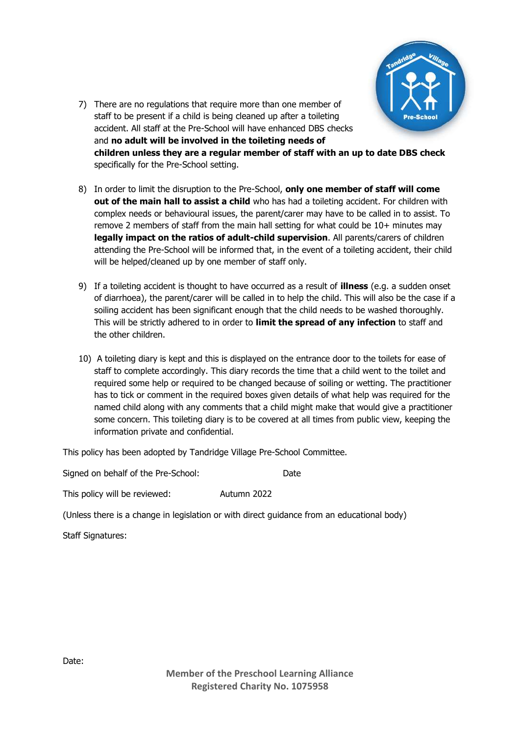7) There are no regulations that require more than one member of staff to be present if a child is being cleaned up after a toileting accident. All staff at the Pre-School will have enhanced DBS checks and **no adult will be involved in the toileting needs of children unless they are a regular member of staff with an up to date DBS check** specifically for the Pre-School setting.

8) In order to limit the disruption to the Pre-School, **only one member of staff will come out of the main hall to assist a child** who has had a toileting accident. For children with complex needs or behavioural issues, the parent/carer may have to be called in to assist. To remove 2 members of staff from the main hall setting for what could be 10+ minutes may **legally impact on the ratios of adult-child supervision**. All parents/carers of children attending the Pre-School will be informed that, in the event of a toileting accident, their child will be helped/cleaned up by one member of staff only.

9) If a toileting accident is thought to have occurred as a result of **illness** (e.g. a sudden onset of diarrhoea), the parent/carer will be called in to help the child. This will also be the case if a soiling accident has been significant enough that the child needs to be washed thoroughly. This will be strictly adhered to in order to **limit the spread of any infection** to staff and the other children.

10) A toileting diary is kept and this is displayed on the entrance door to the toilets for ease of staff to complete accordingly. This diary records the time that a child went to the toilet and required some help or required to be changed because of soiling or wetting. The practitioner has to tick or comment in the required boxes given details of what help was required for the named child along with any comments that a child might make that would give a practitioner some concern. This toileting diary is to be covered at all times from public view, keeping the information private and confidential.

This policy has been adopted by Tandridge Village Pre-School Committee.

Signed on behalf of the Pre-School: Date

This policy will be reviewed: Autumn 2022

(Unless there is a change in legislation or with direct guidance from an educational body)

Staff Signatures:

Date:

**Member of the Preschool Learning Alliance**
**Registered Charity No. 1075958**